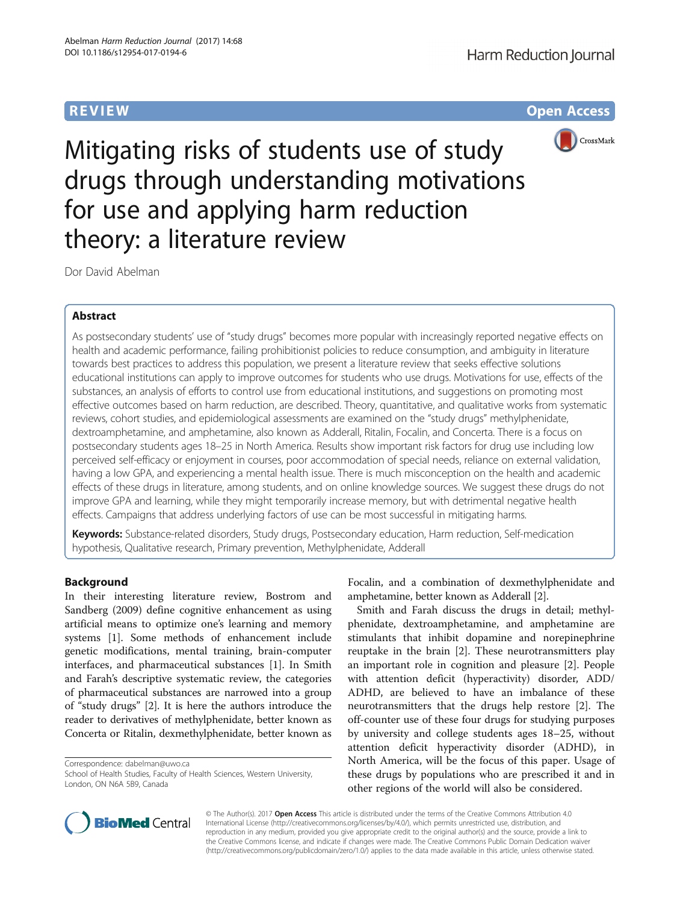REVIEW

Open Access

# Mitigating risks of students use of study drugs through understanding motivations for use and applying harm reduction theory: a literature review

Dor David Abelman

## Abstract

As postsecondary students' use of "study drugs" becomes more popular with increasingly reported negative effects on health and academic performance, failing prohibitionist policies to reduce consumption, and ambiguity in literature towards best practices to address this population, we present a literature review that seeks effective solutions educational institutions can apply to improve outcomes for students who use drugs. Motivations for use, effects of the substances, an analysis of efforts to control use from educational institutions, and suggestions on promoting most effective outcomes based on harm reduction, are described. Theory, quantitative, and qualitative works from systematic reviews, cohort studies, and epidemiological assessments are examined on the "study drugs" methylphenidate, dextroamphetamine, and amphetamine, also known as Adderall, Ritalin, Focalin, and Concerta. There is a focus on postsecondary students ages 18–25 in North America. Results show important risk factors for drug use including low perceived self-efficacy or enjoyment in courses, poor accommodation of special needs, reliance on external validation, having a low GPA, and experiencing a mental health issue. There is much misconception on the health and academic effects of these drugs in literature, among students, and on online knowledge sources. We suggest these drugs do not improve GPA and learning, while they might temporarily increase memory, but with detrimental negative health effects. Campaigns that address underlying factors of use can be most successful in mitigating harms.

**Keywords:** Substance-related disorders, Study drugs, Postsecondary education, Harm reduction, Self-medication hypothesis, Qualitative research, Primary prevention, Methylphenidate, Adderall

## Background

In their interesting literature review, Bostrom and Sandberg (2009) define cognitive enhancement as using artificial means to optimize one's learning and memory systems [1]. Some methods of enhancement include genetic modifications, mental training, brain-computer interfaces, and pharmaceutical substances [1]. In Smith and Farah's descriptive systematic review, the categories of pharmaceutical substances are narrowed into a group of "study drugs" [2]. It is here the authors introduce the reader to derivatives of methylphenidate, better known as Concerta or Ritalin, dexmethylphenidate, better known as Focalin, and a combination of dexmethylphenidate and amphetamine, better known as Adderall [2].

Smith and Farah discuss the drugs in detail; methylphenidate, dextroamphetamine, and amphetamine are stimulants that inhibit dopamine and norepinephrine reuptake in the brain [2]. These neurotransmitters play an important role in cognition and pleasure [2]. People with attention deficit (hyperactivity) disorder, ADD/ADHD, are believed to have an imbalance of these neurotransmitters that the drugs help restore [2]. The off-counter use of these four drugs for studying purposes by university and college students ages 18–25, without attention deficit hyperactivity disorder (ADHD), in North America, will be the focus of this paper. Usage of these drugs by populations who are prescribed it and in other regions of the world will also be considered.

Correspondence: dabelman@uwo.ca
School of Health Studies, Faculty of Health Sciences, Western University, London, ON N6A 5B9, Canada

© The Author(s). 2017 **Open Access** This article is distributed under the terms of the Creative Commons Attribution 4.0 International License (http://creativecommons.org/licenses/by/4.0/), which permits unrestricted use, distribution, and reproduction in any medium, provided you give appropriate credit to the original author(s) and the source, provide a link to the Creative Commons license, and indicate if changes were made. The Creative Commons Public Domain Dedication waiver (http://creativecommons.org/publicdomain/zero/1.0/) applies to the data made available in this article, unless otherwise stated.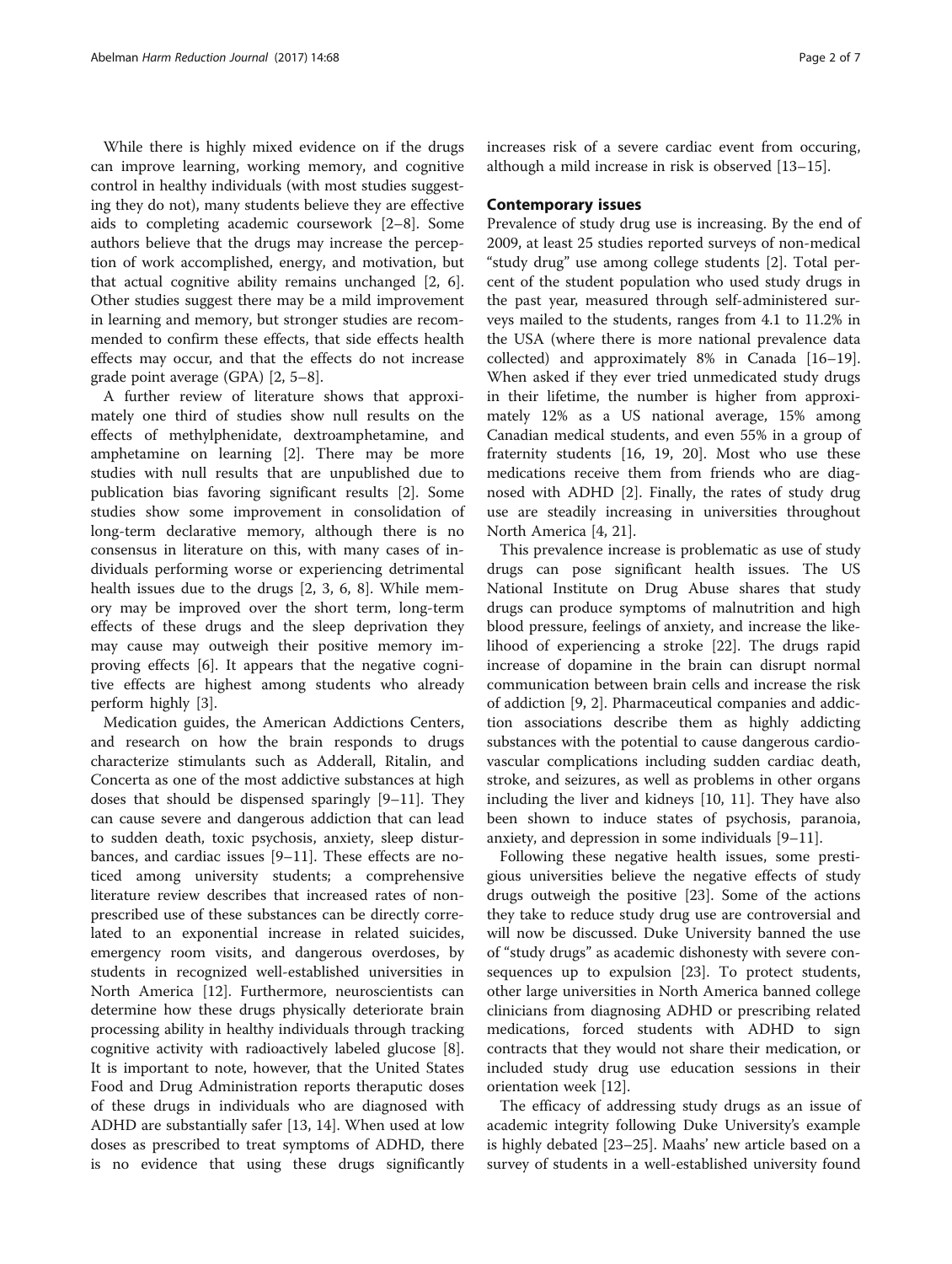While there is highly mixed evidence on if the drugs can improve learning, working memory, and cognitive control in healthy individuals (with most studies suggesting they do not), many students believe they are effective aids to completing academic coursework [2–8]. Some authors believe that the drugs may increase the perception of work accomplished, energy, and motivation, but that actual cognitive ability remains unchanged [2, 6]. Other studies suggest there may be a mild improvement in learning and memory, but stronger studies are recommended to confirm these effects, that side effects health effects may occur, and that the effects do not increase grade point average (GPA) [2, 5–8].

A further review of literature shows that approximately one third of studies show null results on the effects of methylphenidate, dextroamphetamine, and amphetamine on learning [2]. There may be more studies with null results that are unpublished due to publication bias favoring significant results [2]. Some studies show some improvement in consolidation of long-term declarative memory, although there is no consensus in literature on this, with many cases of individuals performing worse or experiencing detrimental health issues due to the drugs [2, 3, 6, 8]. While memory may be improved over the short term, long-term effects of these drugs and the sleep deprivation they may cause may outweigh their positive memory improving effects [6]. It appears that the negative cognitive effects are highest among students who already perform highly [3].

Medication guides, the American Addictions Centers, and research on how the brain responds to drugs characterize stimulants such as Adderall, Ritalin, and Concerta as one of the most addictive substances at high doses that should be dispensed sparingly [9–11]. They can cause severe and dangerous addiction that can lead to sudden death, toxic psychosis, anxiety, sleep disturbances, and cardiac issues [9–11]. These effects are noticed among university students; a comprehensive literature review describes that increased rates of non-prescribed use of these substances can be directly correlated to an exponential increase in related suicides, emergency room visits, and dangerous overdoses, by students in recognized well-established universities in North America [12]. Furthermore, neuroscientists can determine how these drugs physically deteriorate brain processing ability in healthy individuals through tracking cognitive activity with radioactively labeled glucose [8]. It is important to note, however, that the United States Food and Drug Administration reports theraputic doses of these drugs in individuals who are diagnosed with ADHD are substantially safer [13, 14]. When used at low doses as prescribed to treat symptoms of ADHD, there is no evidence that using these drugs significantly increases risk of a severe cardiac event from occuring, although a mild increase in risk is observed [13–15].

## Contemporary issues

Prevalence of study drug use is increasing. By the end of 2009, at least 25 studies reported surveys of non-medical "study drug" use among college students [2]. Total percent of the student population who used study drugs in the past year, measured through self-administered surveys mailed to the students, ranges from 4.1 to 11.2% in the USA (where there is more national prevalence data collected) and approximately 8% in Canada [16–19]. When asked if they ever tried unmedicated study drugs in their lifetime, the number is higher from approximately 12% as a US national average, 15% among Canadian medical students, and even 55% in a group of fraternity students [16, 19, 20]. Most who use these medications receive them from friends who are diagnosed with ADHD [2]. Finally, the rates of study drug use are steadily increasing in universities throughout North America [4, 21].

This prevalence increase is problematic as use of study drugs can pose significant health issues. The US National Institute on Drug Abuse shares that study drugs can produce symptoms of malnutrition and high blood pressure, feelings of anxiety, and increase the likelihood of experiencing a stroke [22]. The drugs rapid increase of dopamine in the brain can disrupt normal communication between brain cells and increase the risk of addiction [9, 2]. Pharmaceutical companies and addiction associations describe them as highly addicting substances with the potential to cause dangerous cardiovascular complications including sudden cardiac death, stroke, and seizures, as well as problems in other organs including the liver and kidneys [10, 11]. They have also been shown to induce states of psychosis, paranoia, anxiety, and depression in some individuals [9–11].

Following these negative health issues, some prestigious universities believe the negative effects of study drugs outweigh the positive [23]. Some of the actions they take to reduce study drug use are controversial and will now be discussed. Duke University banned the use of "study drugs" as academic dishonesty with severe consequences up to expulsion [23]. To protect students, other large universities in North America banned college clinicians from diagnosing ADHD or prescribing related medications, forced students with ADHD to sign contracts that they would not share their medication, or included study drug use education sessions in their orientation week [12].

The efficacy of addressing study drugs as an issue of academic integrity following Duke University's example is highly debated [23–25]. Maahs' new article based on a survey of students in a well-established university found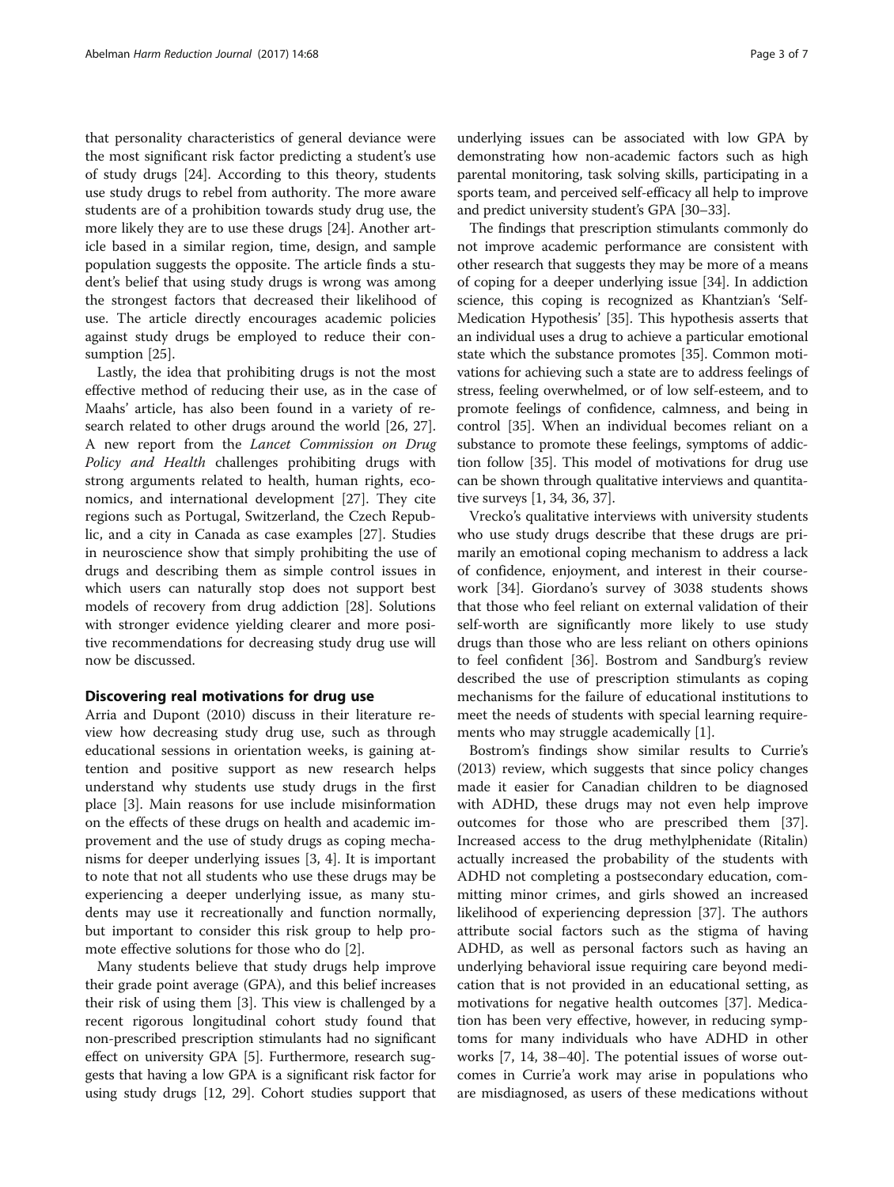that personality characteristics of general deviance were the most significant risk factor predicting a student's use of study drugs [24]. According to this theory, students use study drugs to rebel from authority. The more aware students are of a prohibition towards study drug use, the more likely they are to use these drugs [24]. Another article based in a similar region, time, design, and sample population suggests the opposite. The article finds a student's belief that using study drugs is wrong was among the strongest factors that decreased their likelihood of use. The article directly encourages academic policies against study drugs be employed to reduce their consumption [25].

Lastly, the idea that prohibiting drugs is not the most effective method of reducing their use, as in the case of Maahs' article, has also been found in a variety of research related to other drugs around the world [26, 27]. A new report from the *Lancet Commission on Drug Policy and Health* challenges prohibiting drugs with strong arguments related to health, human rights, economics, and international development [27]. They cite regions such as Portugal, Switzerland, the Czech Republic, and a city in Canada as case examples [27]. Studies in neuroscience show that simply prohibiting the use of drugs and describing them as simple control issues in which users can naturally stop does not support best models of recovery from drug addiction [28]. Solutions with stronger evidence yielding clearer and more positive recommendations for decreasing study drug use will now be discussed.

## Discovering real motivations for drug use

Arria and Dupont (2010) discuss in their literature review how decreasing study drug use, such as through educational sessions in orientation weeks, is gaining attention and positive support as new research helps understand why students use study drugs in the first place [3]. Main reasons for use include misinformation on the effects of these drugs on health and academic improvement and the use of study drugs as coping mechanisms for deeper underlying issues [3, 4]. It is important to note that not all students who use these drugs may be experiencing a deeper underlying issue, as many students may use it recreationally and function normally, but important to consider this risk group to help promote effective solutions for those who do [2].

Many students believe that study drugs help improve their grade point average (GPA), and this belief increases their risk of using them [3]. This view is challenged by a recent rigorous longitudinal cohort study found that non-prescribed prescription stimulants had no significant effect on university GPA [5]. Furthermore, research suggests that having a low GPA is a significant risk factor for using study drugs [12, 29]. Cohort studies support that underlying issues can be associated with low GPA by demonstrating how non-academic factors such as high parental monitoring, task solving skills, participating in a sports team, and perceived self-efficacy all help to improve and predict university student's GPA [30–33].

The findings that prescription stimulants commonly do not improve academic performance are consistent with other research that suggests they may be more of a means of coping for a deeper underlying issue [34]. In addiction science, this coping is recognized as Khantzian's 'Self-Medication Hypothesis' [35]. This hypothesis asserts that an individual uses a drug to achieve a particular emotional state which the substance promotes [35]. Common motivations for achieving such a state are to address feelings of stress, feeling overwhelmed, or of low self-esteem, and to promote feelings of confidence, calmness, and being in control [35]. When an individual becomes reliant on a substance to promote these feelings, symptoms of addiction follow [35]. This model of motivations for drug use can be shown through qualitative interviews and quantitative surveys [1, 34, 36, 37].

Vrecko's qualitative interviews with university students who use study drugs describe that these drugs are primarily an emotional coping mechanism to address a lack of confidence, enjoyment, and interest in their coursework [34]. Giordano's survey of 3038 students shows that those who feel reliant on external validation of their self-worth are significantly more likely to use study drugs than those who are less reliant on others opinions to feel confident [36]. Bostrom and Sandburg's review described the use of prescription stimulants as coping mechanisms for the failure of educational institutions to meet the needs of students with special learning requirements who may struggle academically [1].

Bostrom's findings show similar results to Currie's (2013) review, which suggests that since policy changes made it easier for Canadian children to be diagnosed with ADHD, these drugs may not even help improve outcomes for those who are prescribed them [37]. Increased access to the drug methylphenidate (Ritalin) actually increased the probability of the students with ADHD not completing a postsecondary education, committing minor crimes, and girls showed an increased likelihood of experiencing depression [37]. The authors attribute social factors such as the stigma of having ADHD, as well as personal factors such as having an underlying behavioral issue requiring care beyond medication that is not provided in an educational setting, as motivations for negative health outcomes [37]. Medication has been very effective, however, in reducing symptoms for many individuals who have ADHD in other works [7, 14, 38–40]. The potential issues of worse outcomes in Currie'a work may arise in populations who are misdiagnosed, as users of these medications without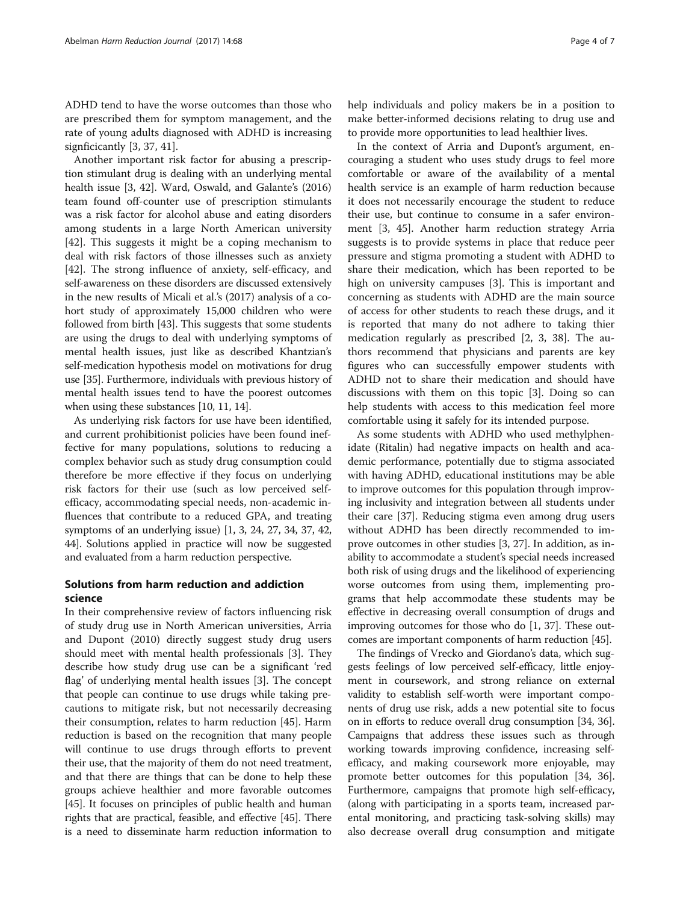ADHD tend to have the worse outcomes than those who are prescribed them for symptom management, and the rate of young adults diagnosed with ADHD is increasing signficicantly [3, 37, 41].

Another important risk factor for abusing a prescription stimulant drug is dealing with an underlying mental health issue [3, 42]. Ward, Oswald, and Galante's (2016) team found off-counter use of prescription stimulants was a risk factor for alcohol abuse and eating disorders among students in a large North American university [42]. This suggests it might be a coping mechanism to deal with risk factors of those illnesses such as anxiety [42]. The strong influence of anxiety, self-efficacy, and self-awareness on these disorders are discussed extensively in the new results of Micali et al.'s (2017) analysis of a cohort study of approximately 15,000 children who were followed from birth [43]. This suggests that some students are using the drugs to deal with underlying symptoms of mental health issues, just like as described Khantzian's self-medication hypothesis model on motivations for drug use [35]. Furthermore, individuals with previous history of mental health issues tend to have the poorest outcomes when using these substances [10, 11, 14].

As underlying risk factors for use have been identified, and current prohibitionist policies have been found ineffective for many populations, solutions to reducing a complex behavior such as study drug consumption could therefore be more effective if they focus on underlying risk factors for their use (such as low perceived self-efficacy, accommodating special needs, non-academic influences that contribute to a reduced GPA, and treating symptoms of an underlying issue) [1, 3, 24, 27, 34, 37, 42, 44]. Solutions applied in practice will now be suggested and evaluated from a harm reduction perspective.

## Solutions from harm reduction and addiction science

In their comprehensive review of factors influencing risk of study drug use in North American universities, Arria and Dupont (2010) directly suggest study drug users should meet with mental health professionals [3]. They describe how study drug use can be a significant 'red flag' of underlying mental health issues [3]. The concept that people can continue to use drugs while taking precautions to mitigate risk, but not necessarily decreasing their consumption, relates to harm reduction [45]. Harm reduction is based on the recognition that many people will continue to use drugs through efforts to prevent their use, that the majority of them do not need treatment, and that there are things that can be done to help these groups achieve healthier and more favorable outcomes [45]. It focuses on principles of public health and human rights that are practical, feasible, and effective [45]. There is a need to disseminate harm reduction information to help individuals and policy makers be in a position to make better-informed decisions relating to drug use and to provide more opportunities to lead healthier lives.

In the context of Arria and Dupont's argument, encouraging a student who uses study drugs to feel more comfortable or aware of the availability of a mental health service is an example of harm reduction because it does not necessarily encourage the student to reduce their use, but continue to consume in a safer environment [3, 45]. Another harm reduction strategy Arria suggests is to provide systems in place that reduce peer pressure and stigma promoting a student with ADHD to share their medication, which has been reported to be high on university campuses [3]. This is important and concerning as students with ADHD are the main source of access for other students to reach these drugs, and it is reported that many do not adhere to taking thier medication regularly as prescribed [2, 3, 38]. The authors recommend that physicians and parents are key figures who can successfully empower students with ADHD not to share their medication and should have discussions with them on this topic [3]. Doing so can help students with access to this medication feel more comfortable using it safely for its intended purpose.

As some students with ADHD who used methylphenidate (Ritalin) had negative impacts on health and academic performance, potentially due to stigma associated with having ADHD, educational institutions may be able to improve outcomes for this population through improving inclusivity and integration between all students under their care [37]. Reducing stigma even among drug users without ADHD has been directly recommended to improve outcomes in other studies [3, 27]. In addition, as inability to accommodate a student's special needs increased both risk of using drugs and the likelihood of experiencing worse outcomes from using them, implementing programs that help accommodate these students may be effective in decreasing overall consumption of drugs and improving outcomes for those who do [1, 37]. These outcomes are important components of harm reduction [45].

The findings of Vrecko and Giordano's data, which suggests feelings of low perceived self-efficacy, little enjoyment in coursework, and strong reliance on external validity to establish self-worth were important components of drug use risk, adds a new potential site to focus on in efforts to reduce overall drug consumption [34, 36]. Campaigns that address these issues such as through working towards improving confidence, increasing self-efficacy, and making coursework more enjoyable, may promote better outcomes for this population [34, 36]. Furthermore, campaigns that promote high self-efficacy, (along with participating in a sports team, increased parental monitoring, and practicing task-solving skills) may also decrease overall drug consumption and mitigate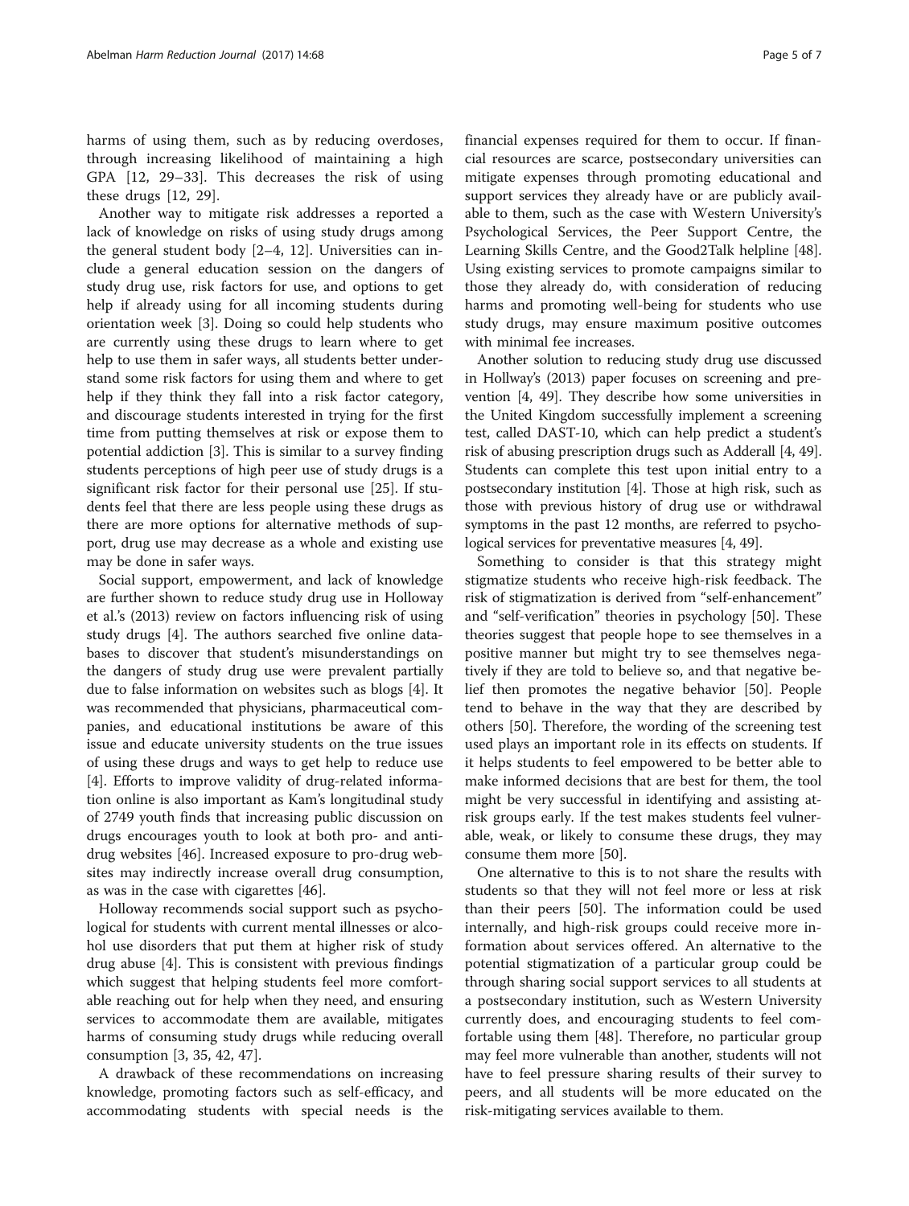harms of using them, such as by reducing overdoses, through increasing likelihood of maintaining a high GPA [12, 29–33]. This decreases the risk of using these drugs [12, 29].

Another way to mitigate risk addresses a reported a lack of knowledge on risks of using study drugs among the general student body [2–4, 12]. Universities can include a general education session on the dangers of study drug use, risk factors for use, and options to get help if already using for all incoming students during orientation week [3]. Doing so could help students who are currently using these drugs to learn where to get help to use them in safer ways, all students better understand some risk factors for using them and where to get help if they think they fall into a risk factor category, and discourage students interested in trying for the first time from putting themselves at risk or expose them to potential addiction [3]. This is similar to a survey finding students perceptions of high peer use of study drugs is a significant risk factor for their personal use [25]. If students feel that there are less people using these drugs as there are more options for alternative methods of support, drug use may decrease as a whole and existing use may be done in safer ways.

Social support, empowerment, and lack of knowledge are further shown to reduce study drug use in Holloway et al.'s (2013) review on factors influencing risk of using study drugs [4]. The authors searched five online databases to discover that student's misunderstandings on the dangers of study drug use were prevalent partially due to false information on websites such as blogs [4]. It was recommended that physicians, pharmaceutical companies, and educational institutions be aware of this issue and educate university students on the true issues of using these drugs and ways to get help to reduce use [4]. Efforts to improve validity of drug-related information online is also important as Kam's longitudinal study of 2749 youth finds that increasing public discussion on drugs encourages youth to look at both pro- and anti-drug websites [46]. Increased exposure to pro-drug websites may indirectly increase overall drug consumption, as was in the case with cigarettes [46].

Holloway recommends social support such as psychological for students with current mental illnesses or alcohol use disorders that put them at higher risk of study drug abuse [4]. This is consistent with previous findings which suggest that helping students feel more comfortable reaching out for help when they need, and ensuring services to accommodate them are available, mitigates harms of consuming study drugs while reducing overall consumption [3, 35, 42, 47].

A drawback of these recommendations on increasing knowledge, promoting factors such as self-efficacy, and accommodating students with special needs is the financial expenses required for them to occur. If financial resources are scarce, postsecondary universities can mitigate expenses through promoting educational and support services they already have or are publicly available to them, such as the case with Western University's Psychological Services, the Peer Support Centre, the Learning Skills Centre, and the Good2Talk helpline [48]. Using existing services to promote campaigns similar to those they already do, with consideration of reducing harms and promoting well-being for students who use study drugs, may ensure maximum positive outcomes with minimal fee increases.

Another solution to reducing study drug use discussed in Hollway's (2013) paper focuses on screening and prevention [4, 49]. They describe how some universities in the United Kingdom successfully implement a screening test, called DAST-10, which can help predict a student's risk of abusing prescription drugs such as Adderall [4, 49]. Students can complete this test upon initial entry to a postsecondary institution [4]. Those at high risk, such as those with previous history of drug use or withdrawal symptoms in the past 12 months, are referred to psychological services for preventative measures [4, 49].

Something to consider is that this strategy might stigmatize students who receive high-risk feedback. The risk of stigmatization is derived from "self-enhancement" and "self-verification" theories in psychology [50]. These theories suggest that people hope to see themselves in a positive manner but might try to see themselves negatively if they are told to believe so, and that negative belief then promotes the negative behavior [50]. People tend to behave in the way that they are described by others [50]. Therefore, the wording of the screening test used plays an important role in its effects on students. If it helps students to feel empowered to be better able to make informed decisions that are best for them, the tool might be very successful in identifying and assisting at-risk groups early. If the test makes students feel vulnerable, weak, or likely to consume these drugs, they may consume them more [50].

One alternative to this is to not share the results with students so that they will not feel more or less at risk than their peers [50]. The information could be used internally, and high-risk groups could receive more information about services offered. An alternative to the potential stigmatization of a particular group could be through sharing social support services to all students at a postsecondary institution, such as Western University currently does, and encouraging students to feel comfortable using them [48]. Therefore, no particular group may feel more vulnerable than another, students will not have to feel pressure sharing results of their survey to peers, and all students will be more educated on the risk-mitigating services available to them.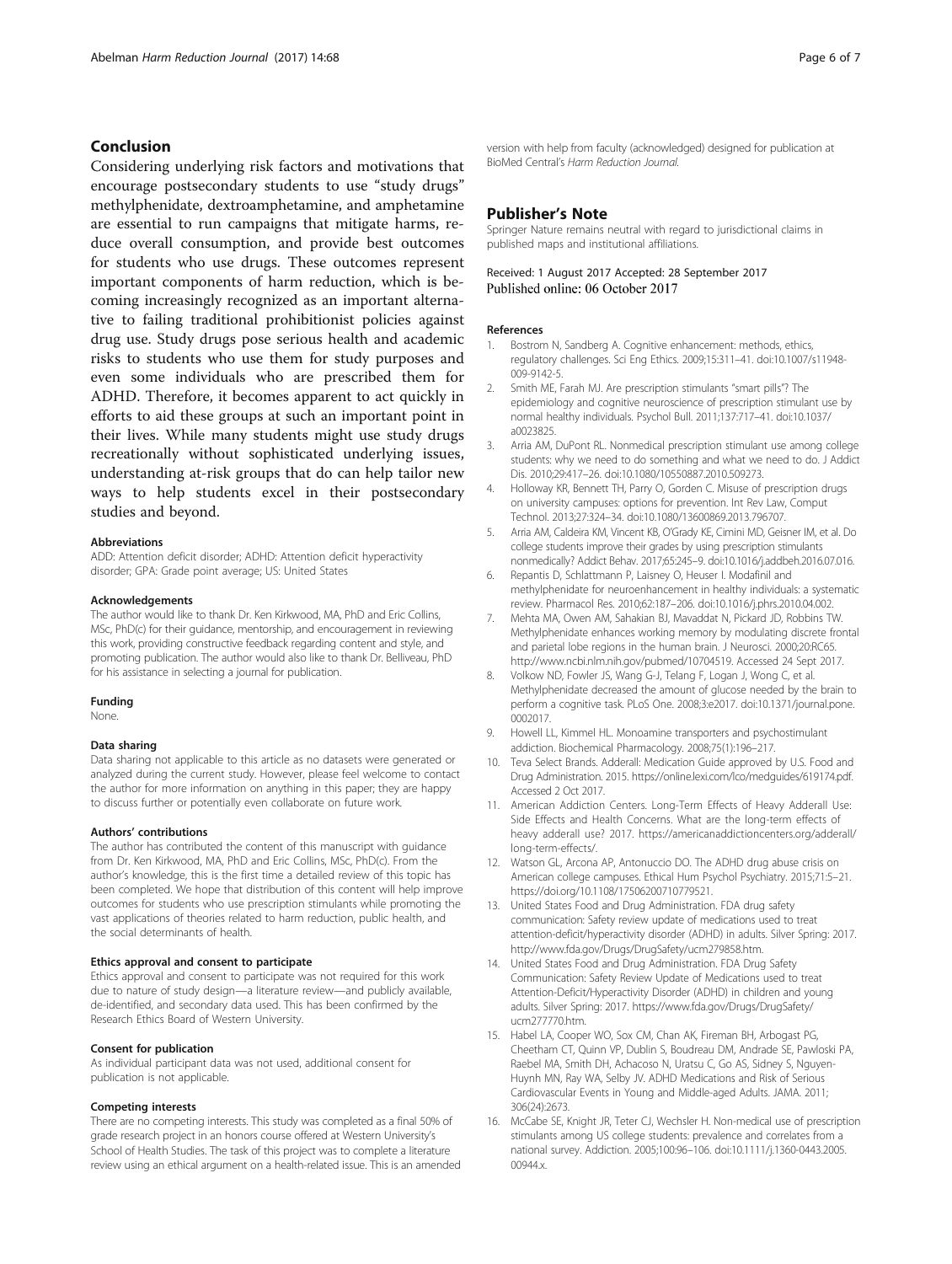## Conclusion

Considering underlying risk factors and motivations that encourage postsecondary students to use "study drugs" methylphenidate, dextroamphetamine, and amphetamine are essential to run campaigns that mitigate harms, reduce overall consumption, and provide best outcomes for students who use drugs. These outcomes represent important components of harm reduction, which is becoming increasingly recognized as an important alternative to failing traditional prohibitionist policies against drug use. Study drugs pose serious health and academic risks to students who use them for study purposes and even some individuals who are prescribed them for ADHD. Therefore, it becomes apparent to act quickly in efforts to aid these groups at such an important point in their lives. While many students might use study drugs recreationally without sophisticated underlying issues, understanding at-risk groups that do can help tailor new ways to help students excel in their postsecondary studies and beyond.

#### Abbreviations

ADD: Attention deficit disorder; ADHD: Attention deficit hyperactivity disorder; GPA: Grade point average; US: United States

#### Acknowledgements

The author would like to thank Dr. Ken Kirkwood, MA, PhD and Eric Collins, MSc, PhD(c) for their guidance, mentorship, and encouragement in reviewing this work, providing constructive feedback regarding content and style, and promoting publication. The author would also like to thank Dr. Belliveau, PhD for his assistance in selecting a journal for publication.

#### Funding

None.

#### Data sharing

Data sharing not applicable to this article as no datasets were generated or analyzed during the current study. However, please feel welcome to contact the author for more information on anything in this paper; they are happy to discuss further or potentially even collaborate on future work.

#### Authors' contributions

The author has contributed the content of this manuscript with guidance from Dr. Ken Kirkwood, MA, PhD and Eric Collins, MSc, PhD(c). From the author's knowledge, this is the first time a detailed review of this topic has been completed. We hope that distribution of this content will help improve outcomes for students who use prescription stimulants while promoting the vast applications of theories related to harm reduction, public health, and the social determinants of health.

#### Ethics approval and consent to participate

Ethics approval and consent to participate was not required for this work due to nature of study design—a literature review—and publicly available, de-identified, and secondary data used. This has been confirmed by the Research Ethics Board of Western University.

#### Consent for publication

As individual participant data was not used, additional consent for publication is not applicable.

#### Competing interests

There are no competing interests. This study was completed as a final 50% of grade research project in an honors course offered at Western University's School of Health Studies. The task of this project was to complete a literature review using an ethical argument on a health-related issue. This is an amended version with help from faculty (acknowledged) designed for publication at BioMed Central's *Harm Reduction Journal*.

## Publisher's Note

Springer Nature remains neutral with regard to jurisdictional claims in published maps and institutional affiliations.

Received: 1 August 2017 Accepted: 28 September 2017
Published online: 06 October 2017

#### References

1. Bostrom N, Sandberg A. Cognitive enhancement: methods, ethics, regulatory challenges. Sci Eng Ethics. 2009;15:311–41. doi:10.1007/s11948-009-9142-5.
2. Smith ME, Farah MJ. Are prescription stimulants "smart pills"? The epidemiology and cognitive neuroscience of prescription stimulant use by normal healthy individuals. Psychol Bull. 2011;137:717–41. doi:10.1037/a0023825.
3. Arria AM, DuPont RL. Nonmedical prescription stimulant use among college students: why we need to do something and what we need to do. J Addict Dis. 2010;29:417–26. doi:10.1080/10550887.2010.509273.
4. Holloway KR, Bennett TH, Parry O, Gorden C. Misuse of prescription drugs on university campuses: options for prevention. Int Rev Law, Comput Technol. 2013;27:324–34. doi:10.1080/13600869.2013.796707.
5. Arria AM, Caldeira KM, Vincent KB, O'Grady KE, Cimini MD, Geisner IM, et al. Do college students improve their grades by using prescription stimulants nonmedically? Addict Behav. 2017;65:245–9. doi:10.1016/j.addbeh.2016.07.016.
6. Repantis D, Schlattmann P, Laisney O, Heuser I. Modafinil and methylphenidate for neuroenhancement in healthy individuals: a systematic review. Pharmacol Res. 2010;62:187–206. doi:10.1016/j.phrs.2010.04.002.
7. Mehta MA, Owen AM, Sahakian BJ, Mavaddat N, Pickard JD, Robbins TW. Methylphenidate enhances working memory by modulating discrete frontal and parietal lobe regions in the human brain. J Neurosci. 2000;20:RC65. http://www.ncbi.nlm.nih.gov/pubmed/10704519. Accessed 24 Sept 2017.
8. Volkow ND, Fowler JS, Wang G-J, Telang F, Logan J, Wong C, et al. Methylphenidate decreased the amount of glucose needed by the brain to perform a cognitive task. PLoS One. 2008;3:e2017. doi:10.1371/journal.pone.0002017.
9. Howell LL, Kimmel HL. Monoamine transporters and psychostimulant addiction. Biochemical Pharmacology. 2008;75(1):196–217.
10. Teva Select Brands. Adderall: Medication Guide approved by U.S. Food and Drug Administration. 2015. https://online.lexi.com/lco/medguides/619174.pdf. Accessed 2 Oct 2017.
11. American Addiction Centers. Long-Term Effects of Heavy Adderall Use: Side Effects and Health Concerns. What are the long-term effects of heavy adderall use? 2017. https://americanaddictioncenters.org/adderall/long-term-effects/.
12. Watson GL, Arcona AP, Antonuccio DO. The ADHD drug abuse crisis on American college campuses. Ethical Hum Psychol Psychiatry. 2015;71:5–21. https://doi.org/10.1108/17506200710779521.
13. United States Food and Drug Administration. FDA drug safety communication: Safety review update of medications used to treat attention-deficit/hyperactivity disorder (ADHD) in adults. Silver Spring: 2017. http://www.fda.gov/Drugs/DrugSafety/ucm279858.htm.
14. United States Food and Drug Administration. FDA Drug Safety Communication: Safety Review Update of Medications used to Treat Attention-Deficit/Hyperactivity Disorder (ADHD) in children and young adults. Silver Spring: 2017. https://www.fda.gov/Drugs/DrugSafety/ucm277770.htm.
15. Habel LA, Cooper WO, Sox CM, Chan AK, Fireman BH, Arbogast PG, Cheetham CT, Quinn VP, Dublin S, Boudreau DM, Andrade SE, Pawloski PA, Raebel MA, Smith DH, Achacoso N, Uratsu C, Go AS, Sidney S, Nguyen-Huynh MN, Ray WA, Selby JV. ADHD Medications and Risk of Serious Cardiovascular Events in Young and Middle-aged Adults. JAMA. 2011; 306(24):2673.
16. McCabe SE, Knight JR, Teter CJ, Wechsler H. Non-medical use of prescription stimulants among US college students: prevalence and correlates from a national survey. Addiction. 2005;100:96–106. doi:10.1111/j.1360-0443.2005.00944.x.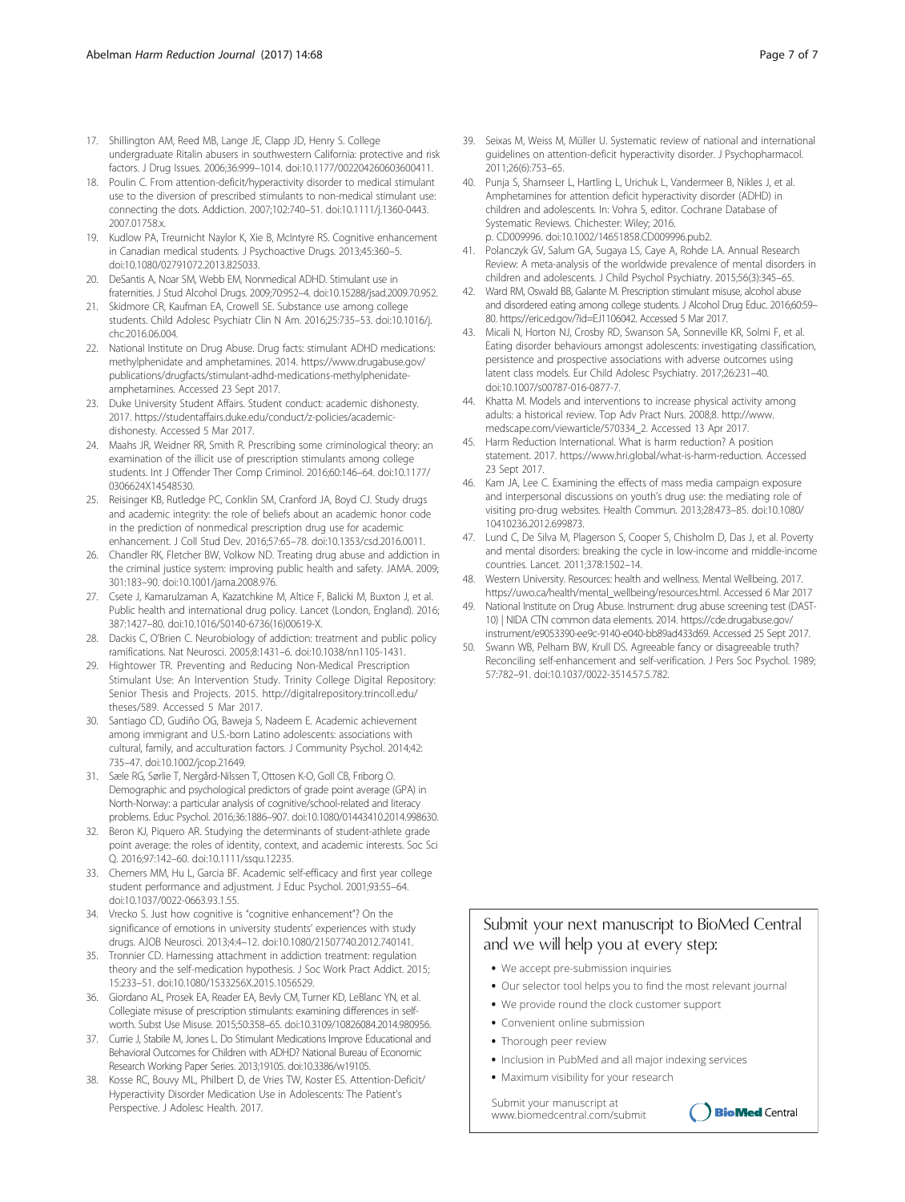17. Shillington AM, Reed MB, Lange JE, Clapp JD, Henry S. College undergraduate Ritalin abusers in southwestern California: protective and risk factors. J Drug Issues. 2006;36:999–1014. doi:10.1177/002204260603600411.
18. Poulin C. From attention-deficit/hyperactivity disorder to medical stimulant use to the diversion of prescribed stimulants to non-medical stimulant use: connecting the dots. Addiction. 2007;102:740–51. doi:10.1111/j.1360-0443.2007.01758.x.
19. Kudlow PA, Treurnicht Naylor K, Xie B, McIntyre RS. Cognitive enhancement in Canadian medical students. J Psychoactive Drugs. 2013;45:360–5. doi:10.1080/02791072.2013.825033.
20. DeSantis A, Noar SM, Webb EM, Nonmedical ADHD. Stimulant use in fraternities. J Stud Alcohol Drugs. 2009;70:952–4. doi:10.15288/jsad.2009.70.952.
21. Skidmore CR, Kaufman EA, Crowell SE. Substance use among college students. Child Adolesc Psychiatr Clin N Am. 2016;25:735–53. doi:10.1016/j.chc.2016.06.004.
22. National Institute on Drug Abuse. Drug facts: stimulant ADHD medications: methylphenidate and amphetamines. 2014. https://www.drugabuse.gov/publications/drugfacts/stimulant-adhd-medications-methylphenidate-amphetamines. Accessed 23 Sept 2017.
23. Duke University Student Affairs. Student conduct: academic dishonesty. 2017. https://studentaffairs.duke.edu/conduct/z-policies/academic-dishonesty. Accessed 5 Mar 2017.
24. Maahs JR, Weidner RR, Smith R. Prescribing some criminological theory: an examination of the illicit use of prescription stimulants among college students. Int J Offender Ther Comp Criminol. 2016;60:146–64. doi:10.1177/0306624X14548530.
25. Reisinger KB, Rutledge PC, Conklin SM, Cranford JA, Boyd CJ. Study drugs and academic integrity: the role of beliefs about an academic honor code in the prediction of nonmedical prescription drug use for academic enhancement. J Coll Stud Dev. 2016;57:65–78. doi:10.1353/csd.2016.0011.
26. Chandler RK, Fletcher BW, Volkow ND. Treating drug abuse and addiction in the criminal justice system: improving public health and safety. JAMA. 2009;301:183–90. doi:10.1001/jama.2008.976.
27. Csete J, Kamarulzaman A, Kazatchkine M, Altice F, Balicki M, Buxton J, et al. Public health and international drug policy. Lancet (London, England). 2016;387:1427–80. doi:10.1016/S0140-6736(16)00619-X.
28. Dackis C, O'Brien C. Neurobiology of addiction: treatment and public policy ramifications. Nat Neurosci. 2005;8:1431–6. doi:10.1038/nn1105-1431.
29. Hightower TR. Preventing and Reducing Non-Medical Prescription Stimulant Use: An Intervention Study. Trinity College Digital Repository: Senior Thesis and Projects. 2015. http://digitalrepository.trincoll.edu/theses/589. Accessed 5 Mar 2017.
30. Santiago CD, Gudiño OG, Baweja S, Nadeem E. Academic achievement among immigrant and U.S.-born Latino adolescents: associations with cultural, family, and acculturation factors. J Community Psychol. 2014;42:735–47. doi:10.1002/jcop.21649.
31. Sæle RG, Sørlie T, Nergård-Nilssen T, Ottosen K-O, Goll CB, Friborg O. Demographic and psychological predictors of grade point average (GPA) in North-Norway: a particular analysis of cognitive/school-related and literacy problems. Educ Psychol. 2016;36:1886–907. doi:10.1080/01443410.2014.998630.
32. Beron KJ, Piquero AR. Studying the determinants of student-athlete grade point average: the roles of identity, context, and academic interests. Soc Sci Q. 2016;97:142–60. doi:10.1111/ssqu.12235.
33. Chemers MM, Hu L, Garcia BF. Academic self-efficacy and first year college student performance and adjustment. J Educ Psychol. 2001;93:55–64. doi:10.1037/0022-0663.93.1.55.
34. Vrecko S. Just how cognitive is "cognitive enhancement"? On the significance of emotions in university students' experiences with study drugs. AJOB Neurosci. 2013;4:4–12. doi:10.1080/21507740.2012.740141.
35. Tronnier CD. Harnessing attachment in addiction treatment: regulation theory and the self-medication hypothesis. J Soc Work Pract Addict. 2015;15:233–51. doi:10.1080/1533256X.2015.1056529.
36. Giordano AL, Prosek EA, Reader EA, Bevly CM, Turner KD, LeBlanc YN, et al. Collegiate misuse of prescription stimulants: examining differences in self-worth. Subst Use Misuse. 2015;50:358–65. doi:10.3109/10826084.2014.980956.
37. Currie J, Stabile M, Jones L. Do Stimulant Medications Improve Educational and Behavioral Outcomes for Children with ADHD? National Bureau of Economic Research Working Paper Series. 2013;19105. doi:10.3386/w19105.
38. Kosse RC, Bouvy ML, Philbert D, de Vries TW, Koster ES. Attention-Deficit/Hyperactivity Disorder Medication Use in Adolescents: The Patient's Perspective. J Adolesc Health. 2017.
39. Seixas M, Weiss M, Müller U. Systematic review of national and international guidelines on attention-deficit hyperactivity disorder. J Psychopharmacol. 2011;26(6):753–65.
40. Punja S, Shamseer L, Hartling L, Urichuk L, Vandermeer B, Nikles J, et al. Amphetamines for attention deficit hyperactivity disorder (ADHD) in children and adolescents. In: Vohra S, editor. Cochrane Database of Systematic Reviews. Chichester: Wiley; 2016. p. CD009996. doi:10.1002/14651858.CD009996.pub2.
41. Polanczyk GV, Salum GA, Sugaya LS, Caye A, Rohde LA. Annual Research Review: A meta-analysis of the worldwide prevalence of mental disorders in children and adolescents. J Child Psychol Psychiatry. 2015;56(3):345–65.
42. Ward RM, Oswald BB, Galante M. Prescription stimulant misuse, alcohol abuse and disordered eating among college students. J Alcohol Drug Educ. 2016;60:59–80. https://eric.ed.gov/?id=EJ1106042. Accessed 5 Mar 2017.
43. Micali N, Horton NJ, Crosby RD, Swanson SA, Sonneville KR, Solmi F, et al. Eating disorder behaviours amongst adolescents: investigating classification, persistence and prospective associations with adverse outcomes using latent class models. Eur Child Adolesc Psychiatry. 2017;26:231–40. doi:10.1007/s00787-016-0877-7.
44. Khatta M. Models and interventions to increase physical activity among adults: a historical review. Top Adv Pract Nurs. 2008;8. http://www.medscape.com/viewarticle/570334_2. Accessed 13 Apr 2017.
45. Harm Reduction International. What is harm reduction? A position statement. 2017. https://www.hri.global/what-is-harm-reduction. Accessed 23 Sept 2017.
46. Kam JA, Lee C. Examining the effects of mass media campaign exposure and interpersonal discussions on youth's drug use: the mediating role of visiting pro-drug websites. Health Commun. 2013;28:473–85. doi:10.1080/10410236.2012.699873.
47. Lund C, De Silva M, Plagerson S, Cooper S, Chisholm D, Das J, et al. Poverty and mental disorders: breaking the cycle in low-income and middle-income countries. Lancet. 2011;378:1502–14.
48. Western University. Resources: health and wellness. Mental Wellbeing. 2017. https://uwo.ca/health/mental_wellbeing/resources.html. Accessed 6 Mar 2017
49. National Institute on Drug Abuse. Instrument: drug abuse screening test (DAST-10) | NIDA CTN common data elements. 2014. https://cde.drugabuse.gov/instrument/e9053390-ee9c-9140-e040-bb89ad433d69. Accessed 25 Sept 2017.
50. Swann WB, Pelham BW, Krull DS. Agreeable fancy or disagreeable truth? Reconciling self-enhancement and self-verification. J Pers Soc Psychol. 1989;57:782–91. doi:10.1037/0022-3514.57.5.782.

Submit your next manuscript to BioMed Central and we will help you at every step:

- We accept pre-submission inquiries
- Our selector tool helps you to find the most relevant journal
- We provide round the clock customer support
- Convenient online submission
- Thorough peer review
- Inclusion in PubMed and all major indexing services
- Maximum visibility for your research

Submit your manuscript at www.biomedcentral.com/submit

BioMed Central